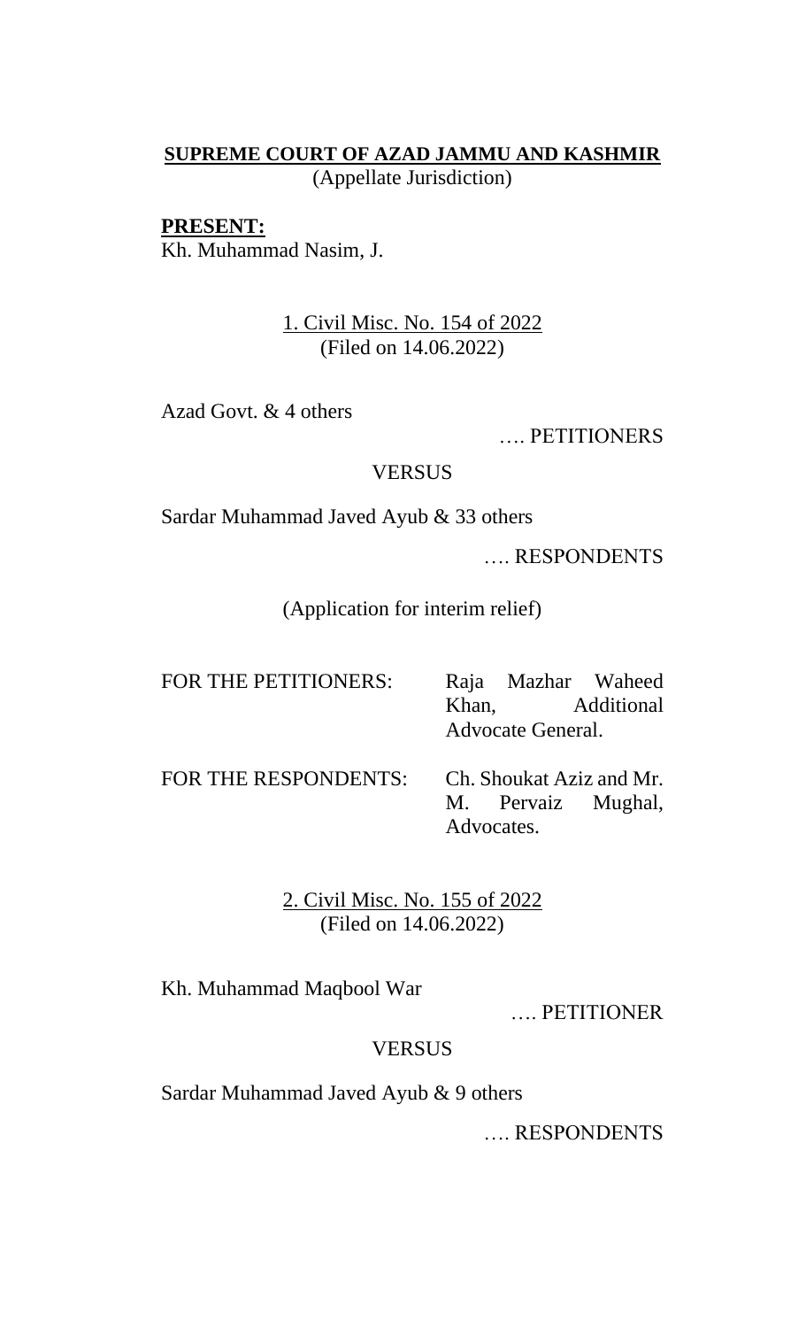**SUPREME COURT OF AZAD JAMMU AND KASHMIR**
(Appellate Jurisdiction)

**PRESENT:**
Kh. Muhammad Nasim, J.

1. Civil Misc. No. 154 of 2022
(Filed on 14.06.2022)

Azad Govt. & 4 others

…. PETITIONERS

VERSUS

Sardar Muhammad Javed Ayub & 33 others

…. RESPONDENTS

(Application for interim relief)

FOR THE PETITIONERS: Raja Mazhar Waheed Khan, Additional Advocate General.

FOR THE RESPONDENTS: Ch. Shoukat Aziz and Mr. M. Pervaiz Mughal, Advocates.

2. Civil Misc. No. 155 of 2022
(Filed on 14.06.2022)

Kh. Muhammad Maqbool War

…. PETITIONER

VERSUS

Sardar Muhammad Javed Ayub & 9 others

…. RESPONDENTS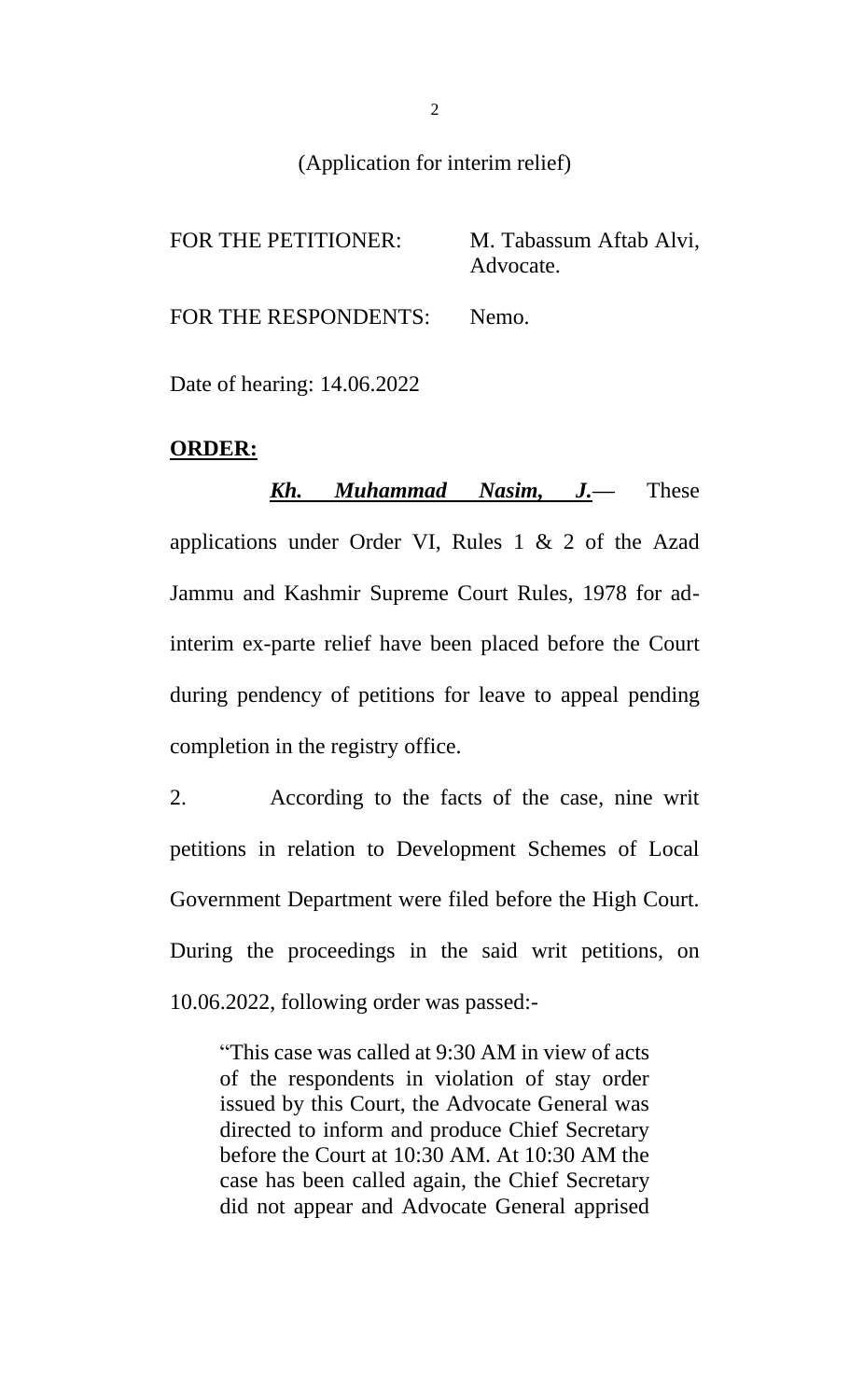(Application for interim relief)

FOR THE PETITIONER: M. Tabassum Aftab Alvi, Advocate.

FOR THE RESPONDENTS: Nemo.

Date of hearing: 14.06.2022

**ORDER:**

***Kh. Muhammad Nasim, J.***— These applications under Order VI, Rules 1 & 2 of the Azad Jammu and Kashmir Supreme Court Rules, 1978 for ad-interim ex-parte relief have been placed before the Court during pendency of petitions for leave to appeal pending completion in the registry office.

2. According to the facts of the case, nine writ petitions in relation to Development Schemes of Local Government Department were filed before the High Court. During the proceedings in the said writ petitions, on 10.06.2022, following order was passed:-

> "This case was called at 9:30 AM in view of acts of the respondents in violation of stay order issued by this Court, the Advocate General was directed to inform and produce Chief Secretary before the Court at 10:30 AM. At 10:30 AM the case has been called again, the Chief Secretary did not appear and Advocate General apprised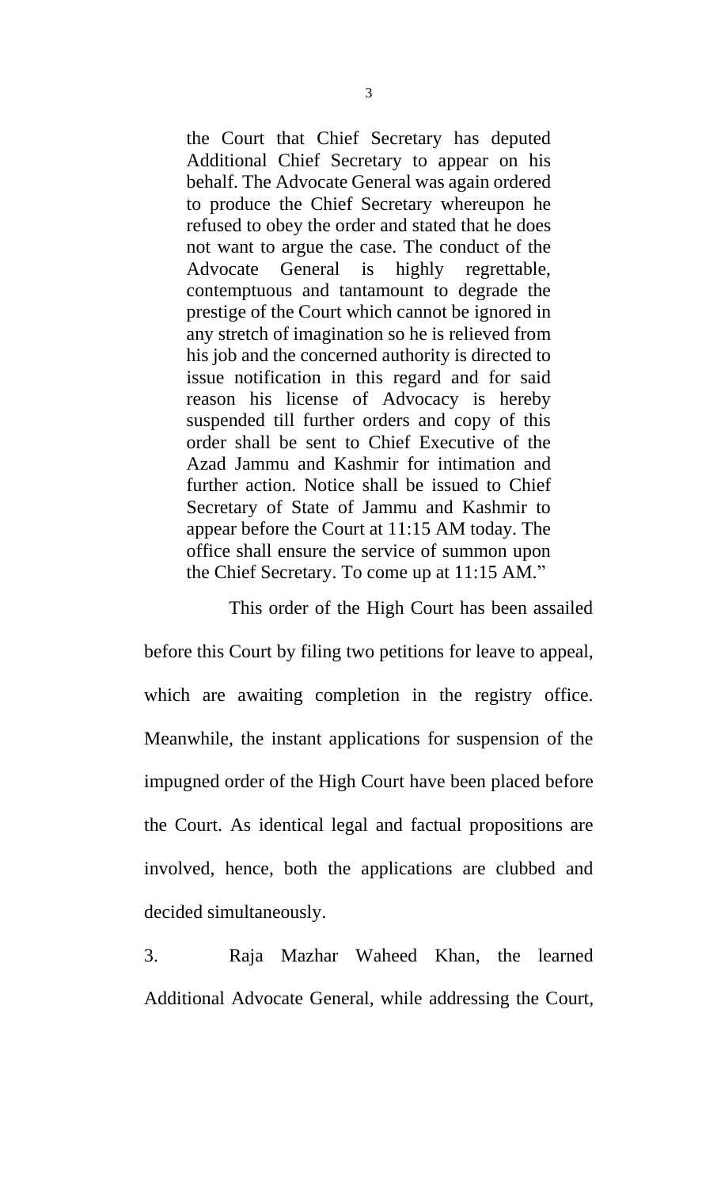> the Court that Chief Secretary has deputed Additional Chief Secretary to appear on his behalf. The Advocate General was again ordered to produce the Chief Secretary whereupon he refused to obey the order and stated that he does not want to argue the case. The conduct of the Advocate General is highly regrettable, contemptuous and tantamount to degrade the prestige of the Court which cannot be ignored in any stretch of imagination so he is relieved from his job and the concerned authority is directed to issue notification in this regard and for said reason his license of Advocacy is hereby suspended till further orders and copy of this order shall be sent to Chief Executive of the Azad Jammu and Kashmir for intimation and further action. Notice shall be issued to Chief Secretary of State of Jammu and Kashmir to appear before the Court at 11:15 AM today. The office shall ensure the service of summon upon the Chief Secretary. To come up at 11:15 AM."

This order of the High Court has been assailed before this Court by filing two petitions for leave to appeal, which are awaiting completion in the registry office. Meanwhile, the instant applications for suspension of the impugned order of the High Court have been placed before the Court. As identical legal and factual propositions are involved, hence, both the applications are clubbed and decided simultaneously.

3. Raja Mazhar Waheed Khan, the learned Additional Advocate General, while addressing the Court,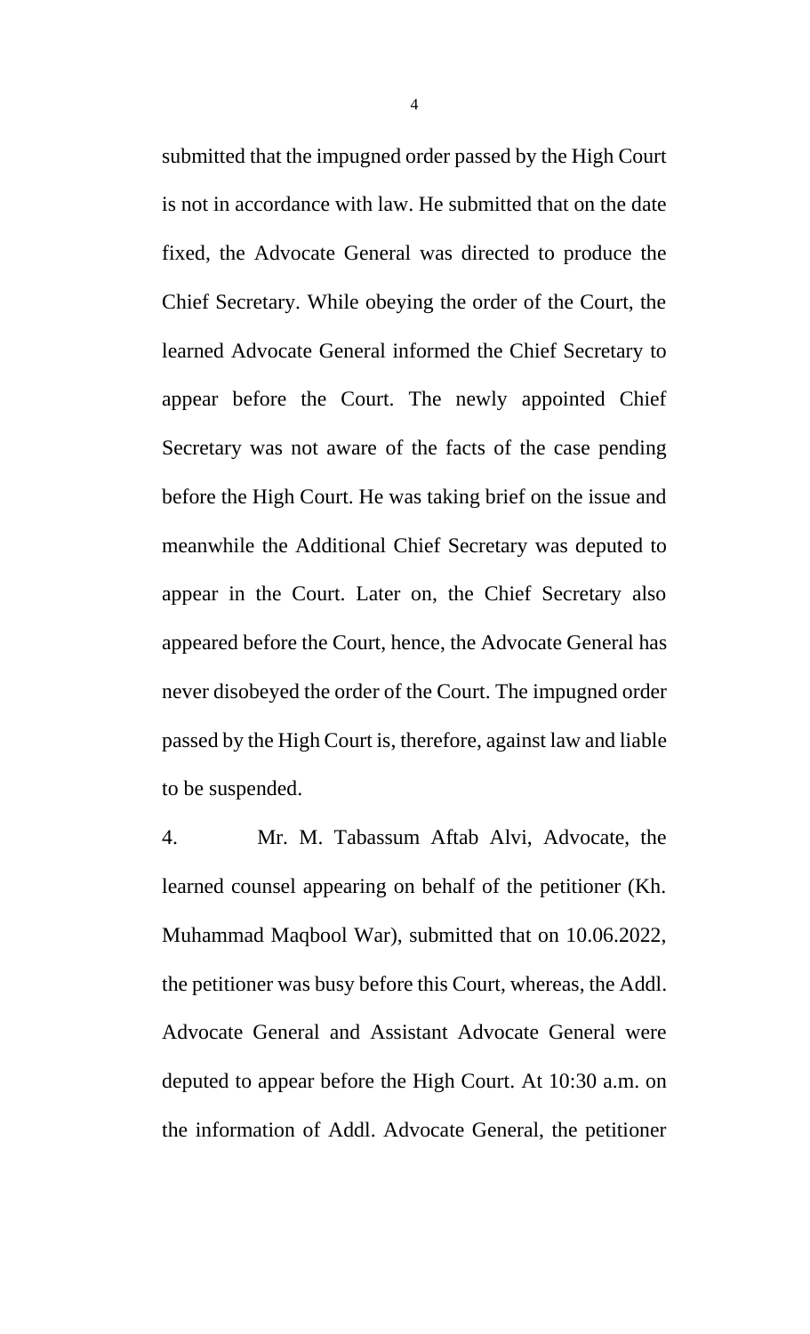submitted that the impugned order passed by the High Court is not in accordance with law. He submitted that on the date fixed, the Advocate General was directed to produce the Chief Secretary. While obeying the order of the Court, the learned Advocate General informed the Chief Secretary to appear before the Court. The newly appointed Chief Secretary was not aware of the facts of the case pending before the High Court. He was taking brief on the issue and meanwhile the Additional Chief Secretary was deputed to appear in the Court. Later on, the Chief Secretary also appeared before the Court, hence, the Advocate General has never disobeyed the order of the Court. The impugned order passed by the High Court is, therefore, against law and liable to be suspended.

4. Mr. M. Tabassum Aftab Alvi, Advocate, the learned counsel appearing on behalf of the petitioner (Kh. Muhammad Maqbool War), submitted that on 10.06.2022, the petitioner was busy before this Court, whereas, the Addl. Advocate General and Assistant Advocate General were deputed to appear before the High Court. At 10:30 a.m. on the information of Addl. Advocate General, the petitioner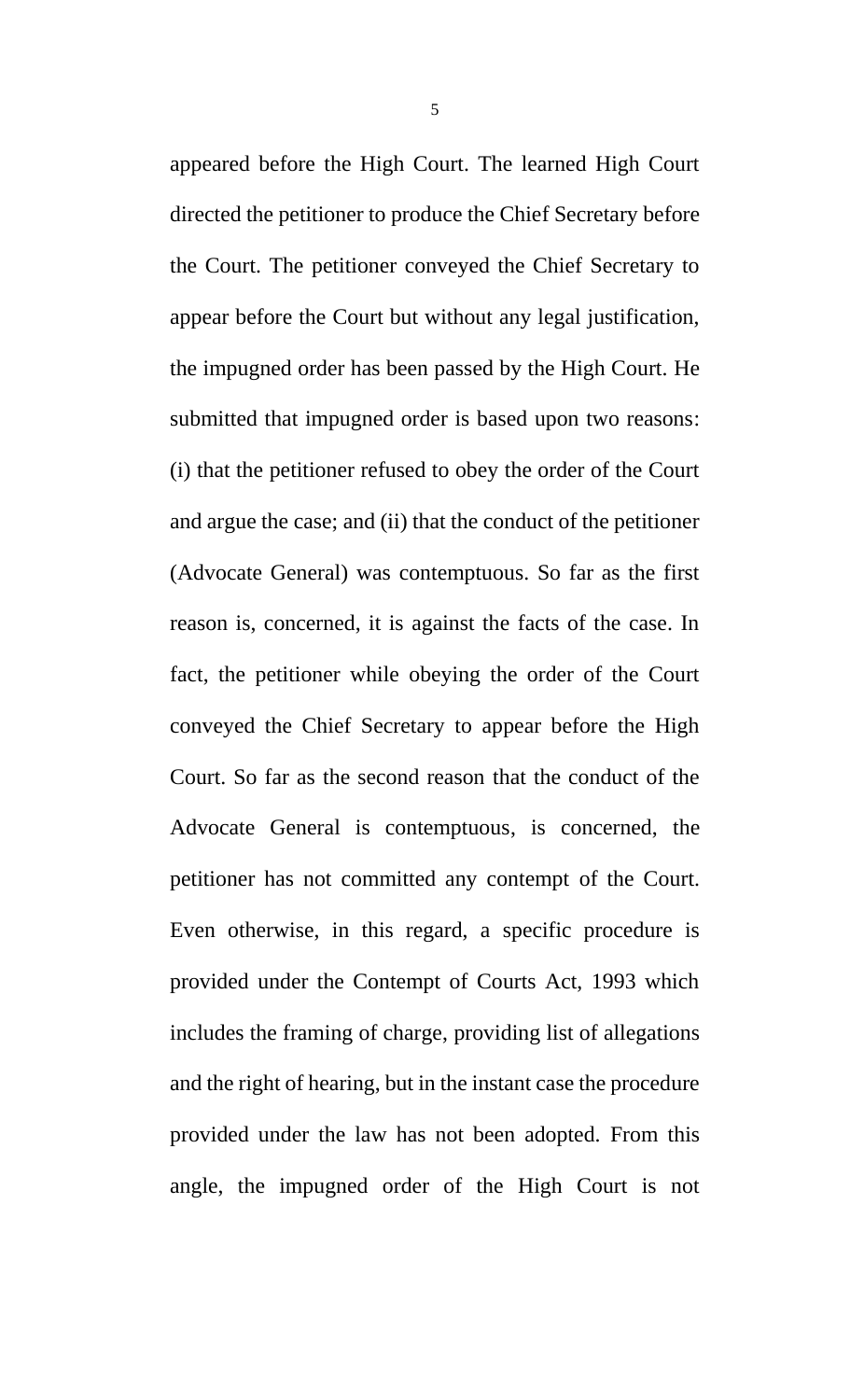appeared before the High Court. The learned High Court directed the petitioner to produce the Chief Secretary before the Court. The petitioner conveyed the Chief Secretary to appear before the Court but without any legal justification, the impugned order has been passed by the High Court. He submitted that impugned order is based upon two reasons: (i) that the petitioner refused to obey the order of the Court and argue the case; and (ii) that the conduct of the petitioner (Advocate General) was contemptuous. So far as the first reason is, concerned, it is against the facts of the case. In fact, the petitioner while obeying the order of the Court conveyed the Chief Secretary to appear before the High Court. So far as the second reason that the conduct of the Advocate General is contemptuous, is concerned, the petitioner has not committed any contempt of the Court. Even otherwise, in this regard, a specific procedure is provided under the Contempt of Courts Act, 1993 which includes the framing of charge, providing list of allegations and the right of hearing, but in the instant case the procedure provided under the law has not been adopted. From this angle, the impugned order of the High Court is not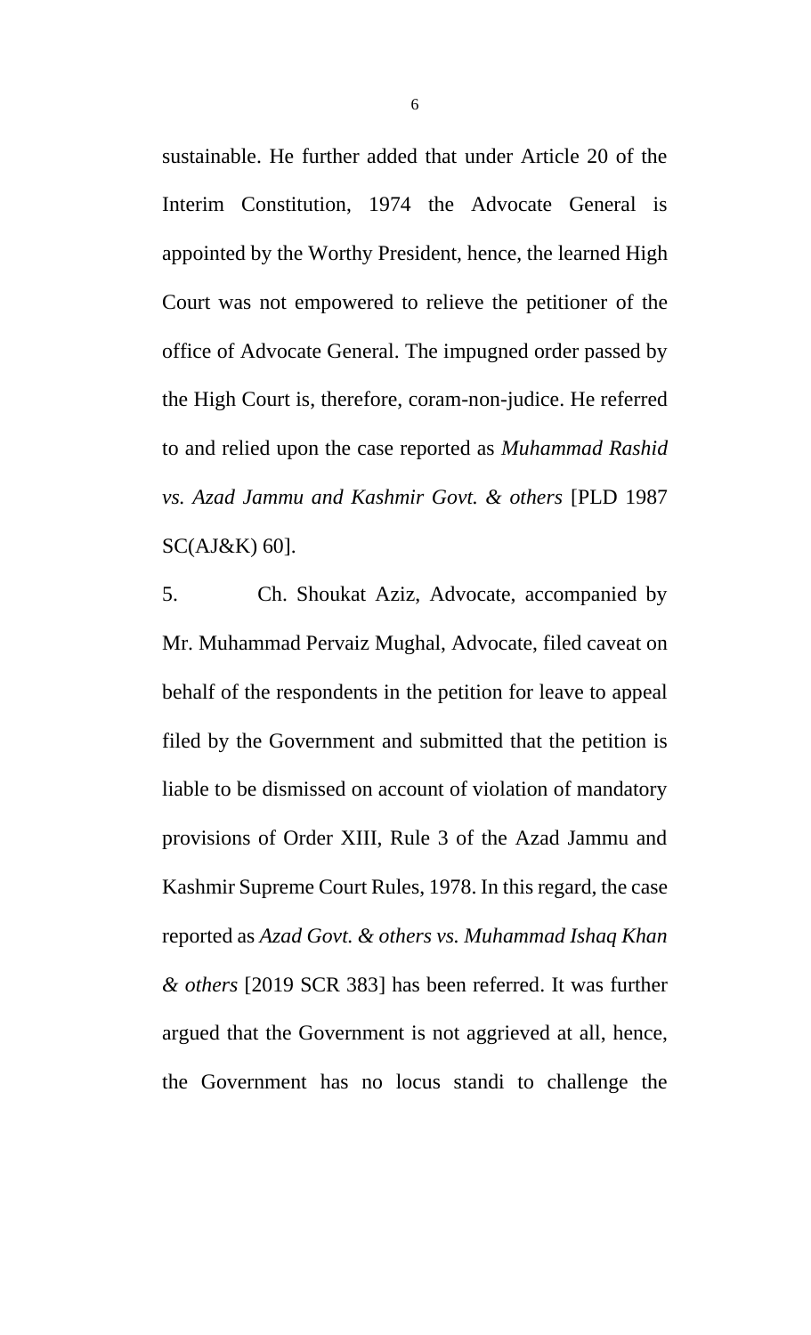sustainable. He further added that under Article 20 of the Interim Constitution, 1974 the Advocate General is appointed by the Worthy President, hence, the learned High Court was not empowered to relieve the petitioner of the office of Advocate General. The impugned order passed by the High Court is, therefore, coram-non-judice. He referred to and relied upon the case reported as *Muhammad Rashid vs. Azad Jammu and Kashmir Govt. & others* [PLD 1987 SC(AJ&K) 60].

5. Ch. Shoukat Aziz, Advocate, accompanied by Mr. Muhammad Pervaiz Mughal, Advocate, filed caveat on behalf of the respondents in the petition for leave to appeal filed by the Government and submitted that the petition is liable to be dismissed on account of violation of mandatory provisions of Order XIII, Rule 3 of the Azad Jammu and Kashmir Supreme Court Rules, 1978. In this regard, the case reported as *Azad Govt. & others vs. Muhammad Ishaq Khan & others* [2019 SCR 383] has been referred. It was further argued that the Government is not aggrieved at all, hence, the Government has no locus standi to challenge the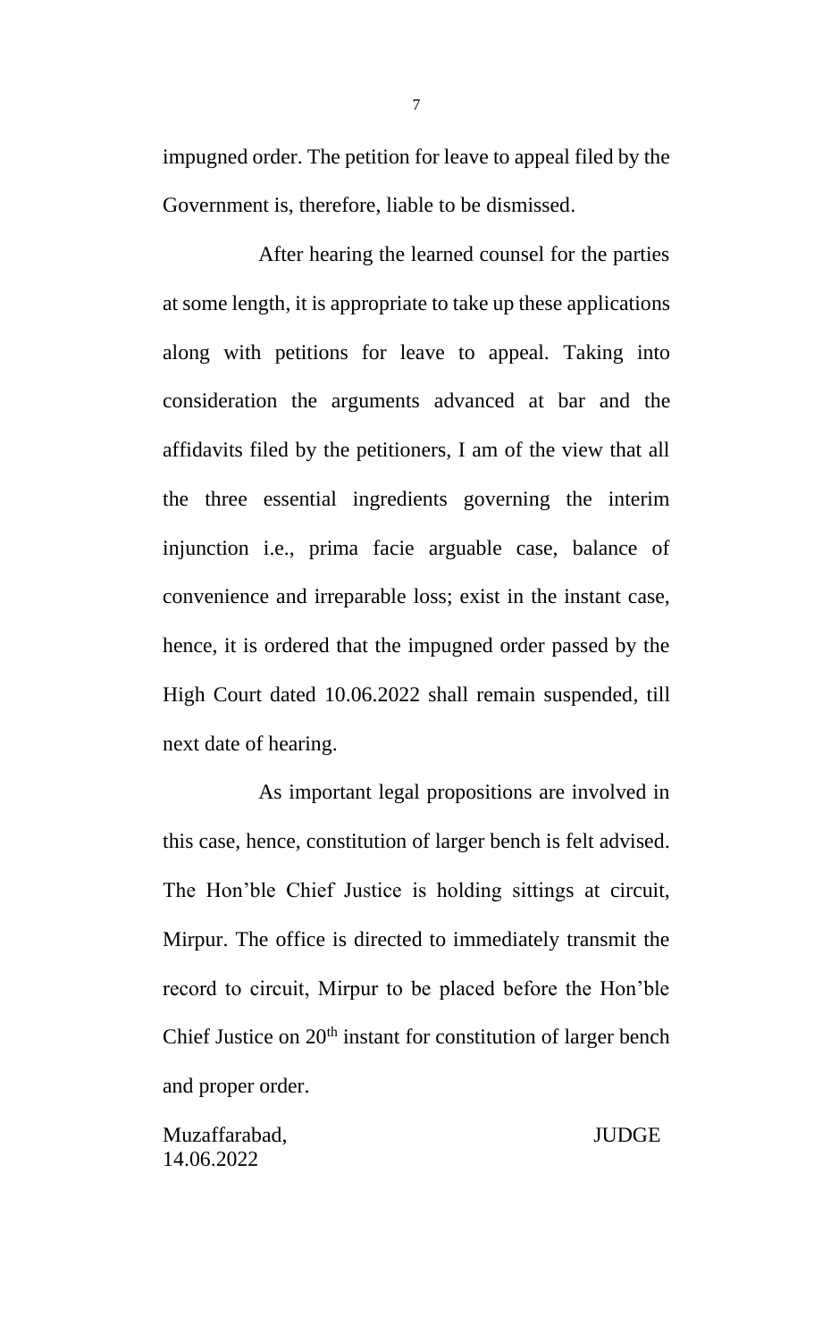impugned order. The petition for leave to appeal filed by the Government is, therefore, liable to be dismissed.

After hearing the learned counsel for the parties at some length, it is appropriate to take up these applications along with petitions for leave to appeal. Taking into consideration the arguments advanced at bar and the affidavits filed by the petitioners, I am of the view that all the three essential ingredients governing the interim injunction i.e., prima facie arguable case, balance of convenience and irreparable loss; exist in the instant case, hence, it is ordered that the impugned order passed by the High Court dated 10.06.2022 shall remain suspended, till next date of hearing.

As important legal propositions are involved in this case, hence, constitution of larger bench is felt advised. The Hon'ble Chief Justice is holding sittings at circuit, Mirpur. The office is directed to immediately transmit the record to circuit, Mirpur to be placed before the Hon'ble Chief Justice on 20th instant for constitution of larger bench and proper order.

Muzaffarabad,
14.06.2022

JUDGE